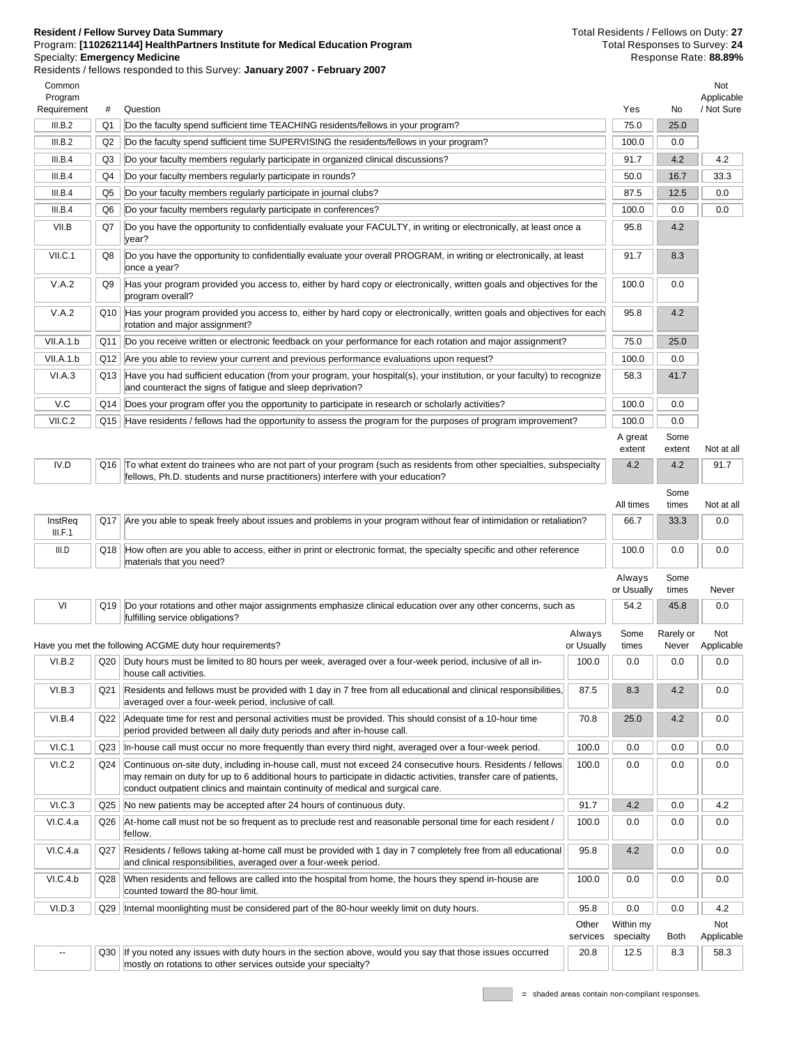**Resident / Fellow Survey Data Summary**
Program: **[1102621144] HealthPartners Institute for Medical Education Program**
Specialty: **Emergency Medicine**
Residents / fellows responded to this Survey: **January 2007 - February 2007**

Total Residents / Fellows on Duty: **27**
Total Responses to Survey: **24**
Response Rate: **88.89%**

| Common Program Requirement | # | Question | Yes | No | Not Applicable / Not Sure |
|---|---|---|---|---|---|
| III.B.2 | Q1 | Do the faculty spend sufficient time TEACHING residents/fellows in your program? | 75.0 | 25.0 | |
| III.B.2 | Q2 | Do the faculty spend sufficient time SUPERVISING the residents/fellows in your program? | 100.0 | 0.0 | |
| III.B.4 | Q3 | Do your faculty members regularly participate in organized clinical discussions? | 91.7 | 4.2 | 4.2 |
| III.B.4 | Q4 | Do your faculty members regularly participate in rounds? | 50.0 | 16.7 | 33.3 |
| III.B.4 | Q5 | Do your faculty members regularly participate in journal clubs? | 87.5 | 12.5 | 0.0 |
| III.B.4 | Q6 | Do your faculty members regularly participate in conferences? | 100.0 | 0.0 | 0.0 |
| VII.B | Q7 | Do you have the opportunity to confidentially evaluate your FACULTY, in writing or electronically, at least once a year? | 95.8 | 4.2 | |
| VII.C.1 | Q8 | Do you have the opportunity to confidentially evaluate your overall PROGRAM, in writing or electronically, at least once a year? | 91.7 | 8.3 | |
| V.A.2 | Q9 | Has your program provided you access to, either by hard copy or electronically, written goals and objectives for the program overall? | 100.0 | 0.0 | |
| V.A.2 | Q10 | Has your program provided you access to, either by hard copy or electronically, written goals and objectives for each rotation and major assignment? | 95.8 | 4.2 | |
| VII.A.1.b | Q11 | Do you receive written or electronic feedback on your performance for each rotation and major assignment? | 75.0 | 25.0 | |
| VII.A.1.b | Q12 | Are you able to review your current and previous performance evaluations upon request? | 100.0 | 0.0 | |
| VI.A.3 | Q13 | Have you had sufficient education (from your program, your hospital(s), your institution, or your faculty) to recognize and counteract the signs of fatigue and sleep deprivation? | 58.3 | 41.7 | |
| V.C | Q14 | Does your program offer you the opportunity to participate in research or scholarly activities? | 100.0 | 0.0 | |
| VII.C.2 | Q15 | Have residents / fellows had the opportunity to assess the program for the purposes of program improvement? | 100.0 | 0.0 | |

| Common Program Requirement | # | Question | A great extent | Some extent | Not at all |
|---|---|---|---|---|---|
| IV.D | Q16 | To what extent do trainees who are not part of your program (such as residents from other specialties, subspecialty fellows, Ph.D. students and nurse practitioners) interfere with your education? | 4.2 | 4.2 | 91.7 |

| Common Program Requirement | # | Question | All times | Some times | Not at all |
|---|---|---|---|---|---|
| InstReq III.F.1 | Q17 | Are you able to speak freely about issues and problems in your program without fear of intimidation or retaliation? | 66.7 | 33.3 | 0.0 |
| III.D | Q18 | How often are you able to access, either in print or electronic format, the specialty specific and other reference materials that you need? | 100.0 | 0.0 | 0.0 |

| Common Program Requirement | # | Question | Always or Usually | Some times | Never |
|---|---|---|---|---|---|
| VI | Q19 | Do your rotations and other major assignments emphasize clinical education over any other concerns, such as fulfilling service obligations? | 54.2 | 45.8 | 0.0 |

| Common Program Requirement | # | Have you met the following ACGME duty hour requirements? | Always or Usually | Some times | Rarely or Never | Not Applicable |
|---|---|---|---|---|---|---|
| VI.B.2 | Q20 | Duty hours must be limited to 80 hours per week, averaged over a four-week period, inclusive of all in-house call activities. | 100.0 | 0.0 | 0.0 | 0.0 |
| VI.B.3 | Q21 | Residents and fellows must be provided with 1 day in 7 free from all educational and clinical responsibilities, averaged over a four-week period, inclusive of call. | 87.5 | 8.3 | 4.2 | 0.0 |
| VI.B.4 | Q22 | Adequate time for rest and personal activities must be provided. This should consist of a 10-hour time period provided between all daily duty periods and after in-house call. | 70.8 | 25.0 | 4.2 | 0.0 |
| VI.C.1 | Q23 | In-house call must occur no more frequently than every third night, averaged over a four-week period. | 100.0 | 0.0 | 0.0 | 0.0 |
| VI.C.2 | Q24 | Continuous on-site duty, including in-house call, must not exceed 24 consecutive hours. Residents / fellows may remain on duty for up to 6 additional hours to participate in didactic activities, transfer care of patients, conduct outpatient clinics and maintain continuity of medical and surgical care. | 100.0 | 0.0 | 0.0 | 0.0 |
| VI.C.3 | Q25 | No new patients may be accepted after 24 hours of continuous duty. | 91.7 | 4.2 | 0.0 | 4.2 |
| VI.C.4.a | Q26 | At-home call must not be so frequent as to preclude rest and reasonable personal time for each resident / fellow. | 100.0 | 0.0 | 0.0 | 0.0 |
| VI.C.4.a | Q27 | Residents / fellows taking at-home call must be provided with 1 day in 7 completely free from all educational and clinical responsibilities, averaged over a four-week period. | 95.8 | 4.2 | 0.0 | 0.0 |
| VI.C.4.b | Q28 | When residents and fellows are called into the hospital from home, the hours they spend in-house are counted toward the 80-hour limit. | 100.0 | 0.0 | 0.0 | 0.0 |
| VI.D.3 | Q29 | Internal moonlighting must be considered part of the 80-hour weekly limit on duty hours. | 95.8 | 0.0 | 0.0 | 4.2 |

| Common Program Requirement | # | Question | Other services | Within my specialty | Both | Not Applicable |
|---|---|---|---|---|---|---|
| -- | Q30 | If you noted any issues with duty hours in the section above, would you say that those issues occurred mostly on rotations to other services outside your specialty? | 20.8 | 12.5 | 8.3 | 58.3 |

= shaded areas contain non-compliant responses.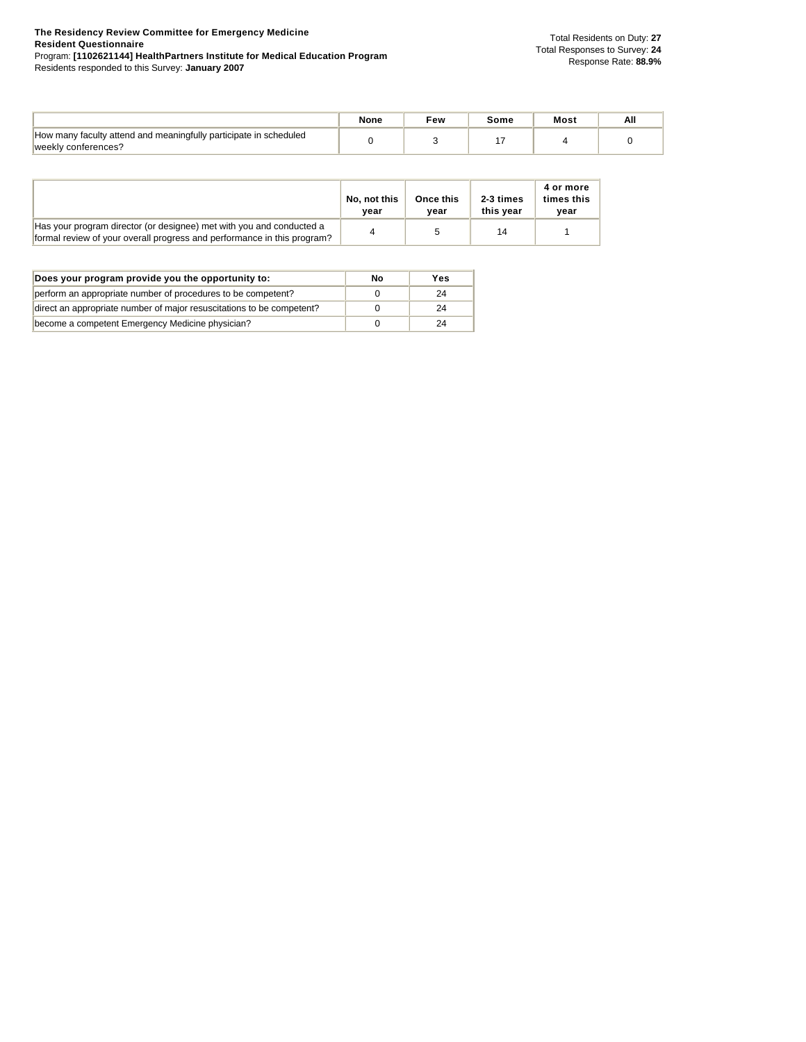**The Residency Review Committee for Emergency Medicine**
**Resident Questionnaire**
Program: **[1102621144] HealthPartners Institute for Medical Education Program**
Residents responded to this Survey: **January 2007**

Total Residents on Duty: **27**
Total Responses to Survey: **24**
Response Rate: **88.9%**

| | None | Few | Some | Most | All |
|---|---|---|---|---|---|
| How many faculty attend and meaningfully participate in scheduled weekly conferences? | 0 | 3 | 17 | 4 | 0 |

| | No, not this year | Once this year | 2-3 times this year | 4 or more times this year |
|---|---|---|---|---|
| Has your program director (or designee) met with you and conducted a formal review of your overall progress and performance in this program? | 4 | 5 | 14 | 1 |

| Does your program provide you the opportunity to: | No | Yes |
|---|---|---|
| perform an appropriate number of procedures to be competent? | 0 | 24 |
| direct an appropriate number of major resuscitations to be competent? | 0 | 24 |
| become a competent Emergency Medicine physician? | 0 | 24 |